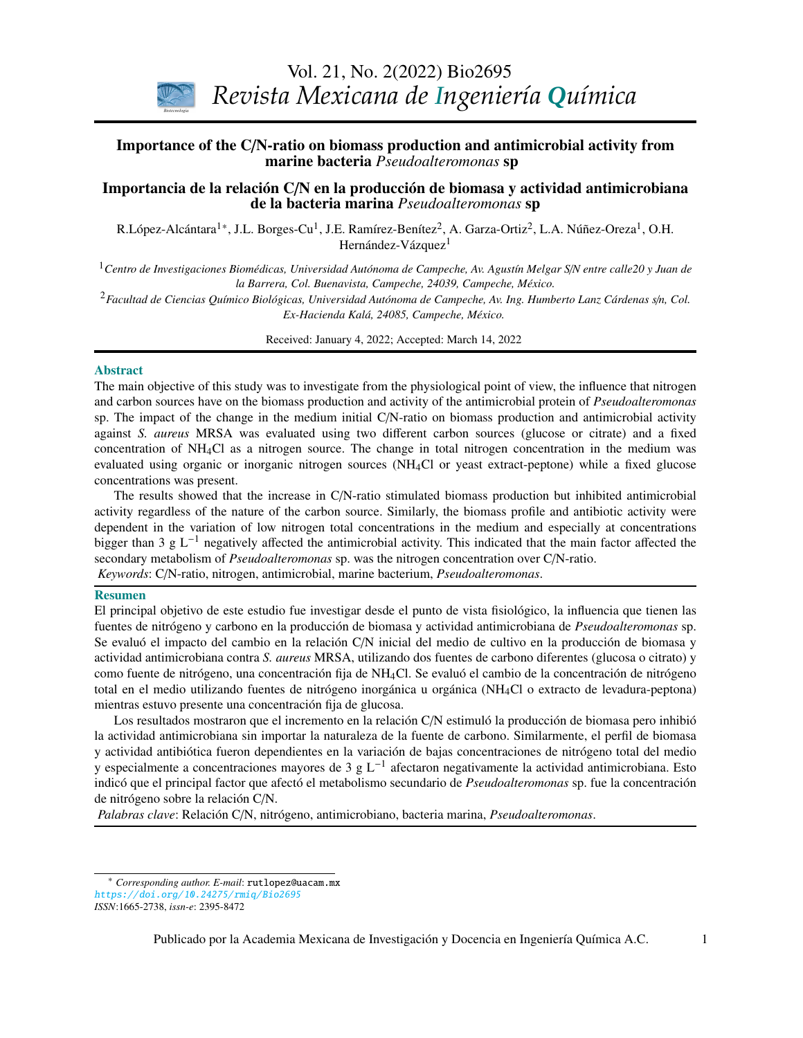# Importance of the C/N-ratio on biomass production and antimicrobial activity from marine bacteria *Pseudoalteromonas* sp

# Importancia de la relación C/N en la producción de biomasa y actividad antimicrobiana de la bacteria marina *Pseudoalteromonas* sp

R.López-Alcántara[1*], J.L. Borges-Cu[1], J.E. Ramírez-Benítez[2], A. Garza-Ortiz[2], L.A. Núñez-Oreza[1], O.H. Hernández-Vázquez[1]

[1] *Centro de Investigaciones Biomédicas, Universidad Autónoma de Campeche, Av. Agustín Melgar S/N entre calle20 y Juan de la Barrera, Col. Buenavista, Campeche, 24039, Campeche, México.*

[2] *Facultad de Ciencias Químico Biológicas, Universidad Autónoma de Campeche, Av. Ing. Humberto Lanz Cárdenas s/n, Col. Ex-Hacienda Kalá, 24085, Campeche, México.*

Received: January 4, 2022; Accepted: March 14, 2022

## Abstract

The main objective of this study was to investigate from the physiological point of view, the influence that nitrogen and carbon sources have on the biomass production and activity of the antimicrobial protein of *Pseudoalteromonas* sp. The impact of the change in the medium initial C/N-ratio on biomass production and antimicrobial activity against *S. aureus* MRSA was evaluated using two different carbon sources (glucose or citrate) and a fixed concentration of $NH_4Cl$ as a nitrogen source. The change in total nitrogen concentration in the medium was evaluated using organic or inorganic nitrogen sources ($NH_4Cl$ or yeast extract-peptone) while a fixed glucose concentrations was present.

The results showed that the increase in C/N-ratio stimulated biomass production but inhibited antimicrobial activity regardless of the nature of the carbon source. Similarly, the biomass profile and antibiotic activity were dependent in the variation of low nitrogen total concentrations in the medium and especially at concentrations bigger than 3 g $L^{-1}$ negatively affected the antimicrobial activity. This indicated that the main factor affected the secondary metabolism of *Pseudoalteromonas* sp. was the nitrogen concentration over C/N-ratio.

*Keywords*: C/N-ratio, nitrogen, antimicrobial, marine bacterium, *Pseudoalteromonas*.

## Resumen

El principal objetivo de este estudio fue investigar desde el punto de vista fisiológico, la influencia que tienen las fuentes de nitrógeno y carbono en la producción de biomasa y actividad antimicrobiana de *Pseudoalteromonas* sp. Se evaluó el impacto del cambio en la relación C/N inicial del medio de cultivo en la producción de biomasa y actividad antimicrobiana contra *S. aureus* MRSA, utilizando dos fuentes de carbono diferentes (glucosa o citrato) y como fuente de nitrógeno, una concentración fija de $NH_4Cl$. Se evaluó el cambio de la concentración de nitrógeno total en el medio utilizando fuentes de nitrógeno inorgánica u orgánica ($NH_4Cl$ o extracto de levadura-peptona) mientras estuvo presente una concentración fija de glucosa.

Los resultados mostraron que el incremento en la relación C/N estimuló la producción de biomasa pero inhibió la actividad antimicrobiana sin importar la naturaleza de la fuente de carbono. Similarmente, el perfil de biomasa y actividad antibiótica fueron dependientes en la variación de bajas concentraciones de nitrógeno total del medio y especialmente a concentraciones mayores de 3 g $L^{-1}$ afectaron negativamente la actividad antimicrobiana. Esto indicó que el principal factor que afectó el metabolismo secundario de *Pseudoalteromonas* sp. fue la concentración de nitrógeno sobre la relación C/N.

*Palabras clave*: Relación C/N, nitrógeno, antimicrobiano, bacteria marina, *Pseudoalteromonas*.

---

\* *Corresponding author. E-mail*: rutlopez@uacam.mx
*https://doi.org/10.24275/rmiq/Bio2695*
*ISSN*:1665-2738, *issn-e*: 2395-8472

Publicado por la Academia Mexicana de Investigación y Docencia en Ingeniería Química A.C.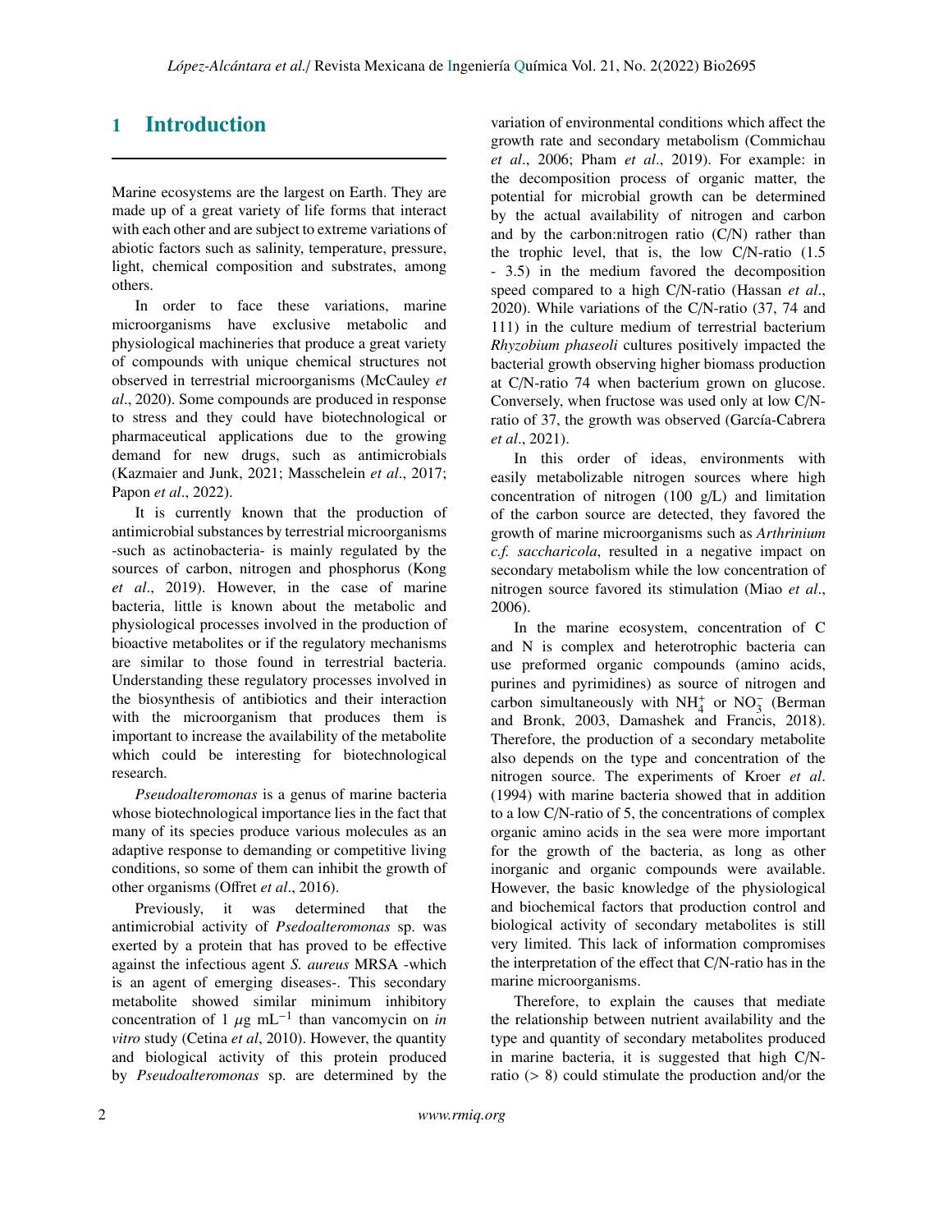# 1 Introduction

Marine ecosystems are the largest on Earth. They are made up of a great variety of life forms that interact with each other and are subject to extreme variations of abiotic factors such as salinity, temperature, pressure, light, chemical composition and substrates, among others.

In order to face these variations, marine microorganisms have exclusive metabolic and physiological machineries that produce a great variety of compounds with unique chemical structures not observed in terrestrial microorganisms (McCauley *et al*., 2020). Some compounds are produced in response to stress and they could have biotechnological or pharmaceutical applications due to the growing demand for new drugs, such as antimicrobials (Kazmaier and Junk, 2021; Masschelein *et al*., 2017; Papon *et al*., 2022).

It is currently known that the production of antimicrobial substances by terrestrial microorganisms -such as actinobacteria- is mainly regulated by the sources of carbon, nitrogen and phosphorus (Kong *et al*., 2019). However, in the case of marine bacteria, little is known about the metabolic and physiological processes involved in the production of bioactive metabolites or if the regulatory mechanisms are similar to those found in terrestrial bacteria. Understanding these regulatory processes involved in the biosynthesis of antibiotics and their interaction with the microorganism that produces them is important to increase the availability of the metabolite which could be interesting for biotechnological research.

*Pseudoalteromonas* is a genus of marine bacteria whose biotechnological importance lies in the fact that many of its species produce various molecules as an adaptive response to demanding or competitive living conditions, so some of them can inhibit the growth of other organisms (Offret *et al*., 2016).

Previously, it was determined that the antimicrobial activity of *Psedoalteromonas* sp. was exerted by a protein that has proved to be effective against the infectious agent *S. aureus* MRSA -which is an agent of emerging diseases-. This secondary metabolite showed similar minimum inhibitory concentration of 1 $\mu$g mL$^{-1}$ than vancomycin on *in vitro* study (Cetina *et al*, 2010). However, the quantity and biological activity of this protein produced by *Pseudoalteromonas* sp. are determined by the variation of environmental conditions which affect the growth rate and secondary metabolism (Commichau *et al*., 2006; Pham *et al*., 2019). For example: in the decomposition process of organic matter, the potential for microbial growth can be determined by the actual availability of nitrogen and carbon and by the carbon:nitrogen ratio (C/N) rather than the trophic level, that is, the low C/N-ratio (1.5 - 3.5) in the medium favored the decomposition speed compared to a high C/N-ratio (Hassan *et al*., 2020). While variations of the C/N-ratio (37, 74 and 111) in the culture medium of terrestrial bacterium *Rhyzobium phaseoli* cultures positively impacted the bacterial growth observing higher biomass production at C/N-ratio 74 when bacterium grown on glucose. Conversely, when fructose was used only at low C/N-ratio of 37, the growth was observed (García-Cabrera *et al*., 2021).

In this order of ideas, environments with easily metabolizable nitrogen sources where high concentration of nitrogen (100 g/L) and limitation of the carbon source are detected, they favored the growth of marine microorganisms such as *Arthrinium c.f. saccharicola*, resulted in a negative impact on secondary metabolism while the low concentration of nitrogen source favored its stimulation (Miao *et al*., 2006).

In the marine ecosystem, concentration of C and N is complex and heterotrophic bacteria can use preformed organic compounds (amino acids, purines and pyrimidines) as source of nitrogen and carbon simultaneously with $NH_4^+$ or $NO_3^-$ (Berman and Bronk, 2003, Damashek and Francis, 2018). Therefore, the production of a secondary metabolite also depends on the type and concentration of the nitrogen source. The experiments of Kroer *et al*. (1994) with marine bacteria showed that in addition to a low C/N-ratio of 5, the concentrations of complex organic amino acids in the sea were more important for the growth of the bacteria, as long as other inorganic and organic compounds were available. However, the basic knowledge of the physiological and biochemical factors that production control and biological activity of secondary metabolites is still very limited. This lack of information compromises the interpretation of the effect that C/N-ratio has in the marine microorganisms.

Therefore, to explain the causes that mediate the relationship between nutrient availability and the type and quantity of secondary metabolites produced in marine bacteria, it is suggested that high C/N-ratio (> 8) could stimulate the production and/or the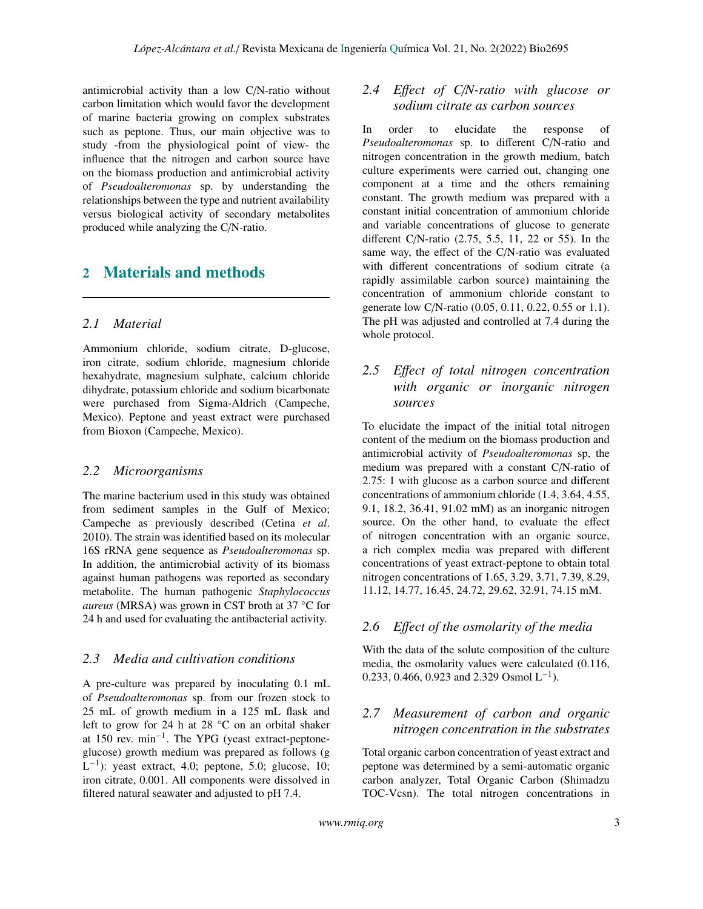antimicrobial activity than a low C/N-ratio without carbon limitation which would favor the development of marine bacteria growing on complex substrates such as peptone. Thus, our main objective was to study -from the physiological point of view- the influence that the nitrogen and carbon source have on the biomass production and antimicrobial activity of *Pseudoalteromonas* sp. by understanding the relationships between the type and nutrient availability versus biological activity of secondary metabolites produced while analyzing the C/N-ratio.

## 2 Materials and methods

### 2.1 Material

Ammonium chloride, sodium citrate, D-glucose, iron citrate, sodium chloride, magnesium chloride hexahydrate, magnesium sulphate, calcium chloride dihydrate, potassium chloride and sodium bicarbonate were purchased from Sigma-Aldrich (Campeche, Mexico). Peptone and yeast extract were purchased from Bioxon (Campeche, Mexico).

### 2.2 Microorganisms

The marine bacterium used in this study was obtained from sediment samples in the Gulf of Mexico; Campeche as previously described (Cetina *et al*. 2010). The strain was identified based on its molecular 16S rRNA gene sequence as *Pseudoalteromonas* sp. In addition, the antimicrobial activity of its biomass against human pathogens was reported as secondary metabolite. The human pathogenic *Staphylococcus aureus* (MRSA) was grown in CST broth at 37 °C for 24 h and used for evaluating the antibacterial activity.

### 2.3 Media and cultivation conditions

A pre-culture was prepared by inoculating 0.1 mL of *Pseudoalteromonas* sp. from our frozen stock to 25 mL of growth medium in a 125 mL flask and left to grow for 24 h at 28 °C on an orbital shaker at 150 rev. $min^{-1}$. The YPG (yeast extract-peptone-glucose) growth medium was prepared as follows (g $L^{-1}$): yeast extract, 4.0; peptone, 5.0; glucose, 10; iron citrate, 0.001. All components were dissolved in filtered natural seawater and adjusted to pH 7.4.

### 2.4 Effect of C/N-ratio with glucose or sodium citrate as carbon sources

In order to elucidate the response of *Pseudoalteromonas* sp. to different C/N-ratio and nitrogen concentration in the growth medium, batch culture experiments were carried out, changing one component at a time and the others remaining constant. The growth medium was prepared with a constant initial concentration of ammonium chloride and variable concentrations of glucose to generate different C/N-ratio (2.75, 5.5, 11, 22 or 55). In the same way, the effect of the C/N-ratio was evaluated with different concentrations of sodium citrate (a rapidly assimilable carbon source) maintaining the concentration of ammonium chloride constant to generate low C/N-ratio (0.05, 0.11, 0.22, 0.55 or 1.1). The pH was adjusted and controlled at 7.4 during the whole protocol.

### 2.5 Effect of total nitrogen concentration with organic or inorganic nitrogen sources

To elucidate the impact of the initial total nitrogen content of the medium on the biomass production and antimicrobial activity of *Pseudoalteromonas* sp, the medium was prepared with a constant C/N-ratio of 2.75: 1 with glucose as a carbon source and different concentrations of ammonium chloride (1.4, 3.64, 4.55, 9.1, 18.2, 36.41, 91.02 mM) as an inorganic nitrogen source. On the other hand, to evaluate the effect of nitrogen concentration with an organic source, a rich complex media was prepared with different concentrations of yeast extract-peptone to obtain total nitrogen concentrations of 1.65, 3.29, 3.71, 7.39, 8.29, 11.12, 14.77, 16.45, 24.72, 29.62, 32.91, 74.15 mM.

### 2.6 Effect of the osmolarity of the media

With the data of the solute composition of the culture media, the osmolarity values were calculated (0.116, 0.233, 0.466, 0.923 and 2.329 Osmol $L^{-1}$).

### 2.7 Measurement of carbon and organic nitrogen concentration in the substrates

Total organic carbon concentration of yeast extract and peptone was determined by a semi-automatic organic carbon analyzer, Total Organic Carbon (Shimadzu TOC-Vcsn). The total nitrogen concentrations in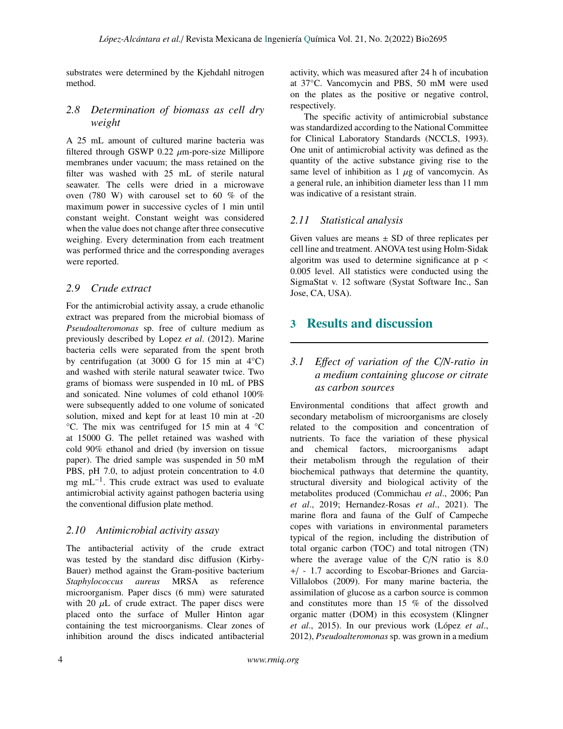substrates were determined by the Kjehdahl nitrogen method.

### 2.8 Determination of biomass as cell dry weight

A 25 mL amount of cultured marine bacteria was filtered through GSWP 0.22 $\mu$m-pore-size Millipore membranes under vacuum; the mass retained on the filter was washed with 25 mL of sterile natural seawater. The cells were dried in a microwave oven (780 W) with carousel set to 60 % of the maximum power in successive cycles of 1 min until constant weight. Constant weight was considered when the value does not change after three consecutive weighing. Every determination from each treatment was performed thrice and the corresponding averages were reported.

### 2.9 Crude extract

For the antimicrobial activity assay, a crude ethanolic extract was prepared from the microbial biomass of *Pseudoalteromonas* sp. free of culture medium as previously described by Lopez *et al*. (2012). Marine bacteria cells were separated from the spent broth by centrifugation (at 3000 G for 15 min at 4°C) and washed with sterile natural seawater twice. Two grams of biomass were suspended in 10 mL of PBS and sonicated. Nine volumes of cold ethanol 100% were subsequently added to one volume of sonicated solution, mixed and kept for at least 10 min at -20 °C. The mix was centrifuged for 15 min at 4 °C at 15000 G. The pellet retained was washed with cold 90% ethanol and dried (by inversion on tissue paper). The dried sample was suspended in 50 mM PBS, pH 7.0, to adjust protein concentration to 4.0 mg $mL^{-1}$. This crude extract was used to evaluate antimicrobial activity against pathogen bacteria using the conventional diffusion plate method.

### 2.10 Antimicrobial activity assay

The antibacterial activity of the crude extract was tested by the standard disc diffusion (Kirby-Bauer) method against the Gram-positive bacterium *Staphylococcus aureus* MRSA as reference microorganism. Paper discs (6 mm) were saturated with 20 $\mu$L of crude extract. The paper discs were placed onto the surface of Muller Hinton agar containing the test microorganisms. Clear zones of inhibition around the discs indicated antibacterial activity, which was measured after 24 h of incubation at 37°C. Vancomycin and PBS, 50 mM were used on the plates as the positive or negative control, respectively.

The specific activity of antimicrobial substance was standardized according to the National Committee for Clinical Laboratory Standards (NCCLS, 1993). One unit of antimicrobial activity was defined as the quantity of the active substance giving rise to the same level of inhibition as 1 $\mu$g of vancomycin. As a general rule, an inhibition diameter less than 11 mm was indicative of a resistant strain.

### 2.11 Statistical analysis

Given values are means ± SD of three replicates per cell line and treatment. ANOVA test using Holm-Sidak algoritm was used to determine significance at $p < 0.005$ level. All statistics were conducted using the SigmaStat v. 12 software (Systat Software Inc., San Jose, CA, USA).

## 3 Results and discussion

### 3.1 Effect of variation of the C/N-ratio in a medium containing glucose or citrate as carbon sources

Environmental conditions that affect growth and secondary metabolism of microorganisms are closely related to the composition and concentration of nutrients. To face the variation of these physical and chemical factors, microorganisms adapt their metabolism through the regulation of their biochemical pathways that determine the quantity, structural diversity and biological activity of the metabolites produced (Commichau *et al*., 2006; Pan *et al*., 2019; Hernandez-Rosas *et al*., 2021). The marine flora and fauna of the Gulf of Campeche copes with variations in environmental parameters typical of the region, including the distribution of total organic carbon (TOC) and total nitrogen (TN) where the average value of the C/N ratio is 8.0 +/ - 1.7 according to Escobar-Briones and Garcia-Villalobos (2009). For many marine bacteria, the assimilation of glucose as a carbon source is common and constitutes more than 15 % of the dissolved organic matter (DOM) in this ecosystem (Klingner *et al*., 2015). In our previous work (López *et al*., 2012), *Pseudoalteromonas* sp. was grown in a medium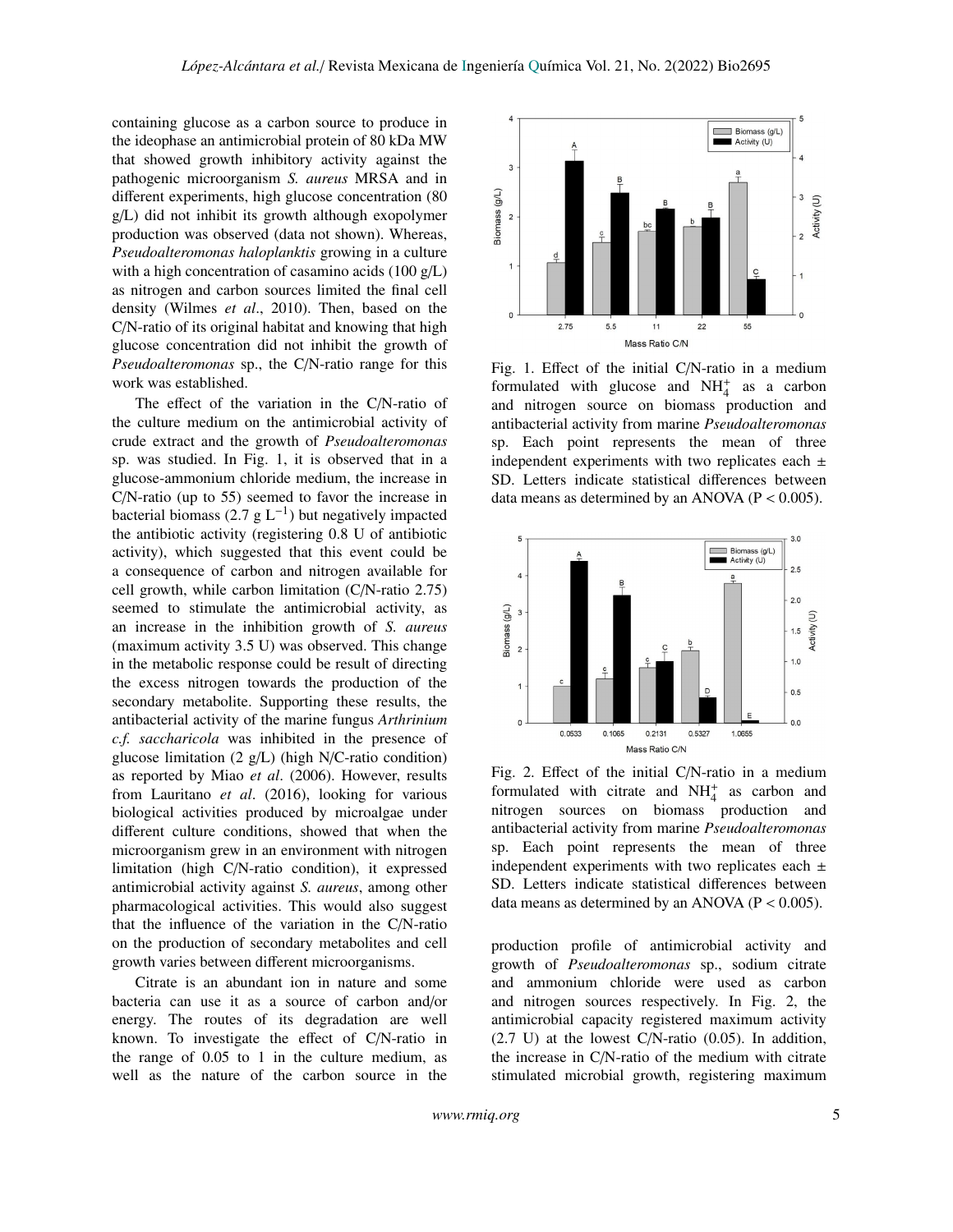containing glucose as a carbon source to produce in the ideophase an antimicrobial protein of 80 kDa MW that showed growth inhibitory activity against the pathogenic microorganism *S. aureus* MRSA and in different experiments, high glucose concentration (80 g/L) did not inhibit its growth although exopolymer production was observed (data not shown). Whereas, *Pseudoalteromonas haloplanktis* growing in a culture with a high concentration of casamino acids (100 g/L) as nitrogen and carbon sources limited the final cell density (Wilmes *et al*., 2010). Then, based on the C/N-ratio of its original habitat and knowing that high glucose concentration did not inhibit the growth of *Pseudoalteromonas* sp., the C/N-ratio range for this work was established.

The effect of the variation in the C/N-ratio of the culture medium on the antimicrobial activity of crude extract and the growth of *Pseudoalteromonas* sp. was studied. In Fig. 1, it is observed that in a glucose-ammonium chloride medium, the increase in C/N-ratio (up to 55) seemed to favor the increase in bacterial biomass (2.7 g $L^{-1}$) but negatively impacted the antibiotic activity (registering 0.8 U of antibiotic activity), which suggested that this event could be a consequence of carbon and nitrogen available for cell growth, while carbon limitation (C/N-ratio 2.75) seemed to stimulate the antimicrobial activity, as an increase in the inhibition growth of *S. aureus* (maximum activity 3.5 U) was observed. This change in the metabolic response could be result of directing the excess nitrogen towards the production of the secondary metabolite. Supporting these results, the antibacterial activity of the marine fungus *Arthrinium c.f. saccharicola* was inhibited in the presence of glucose limitation (2 g/L) (high N/C-ratio condition) as reported by Miao *et al*. (2006). However, results from Lauritano *et al*. (2016), looking for various biological activities produced by microalgae under different culture conditions, showed that when the microorganism grew in an environment with nitrogen limitation (high C/N-ratio condition), it expressed antimicrobial activity against *S. aureus*, among other pharmacological activities. This would also suggest that the influence of the variation in the C/N-ratio on the production of secondary metabolites and cell growth varies between different microorganisms.

Citrate is an abundant ion in nature and some bacteria can use it as a source of carbon and/or energy. The routes of its degradation are well known. To investigate the effect of C/N-ratio in the range of 0.05 to 1 in the culture medium, as well as the nature of the carbon source in the production profile of antimicrobial activity and growth of *Pseudoalteromonas* sp., sodium citrate and ammonium chloride were used as carbon and nitrogen sources respectively. In Fig. 2, the antimicrobial capacity registered maximum activity (2.7 U) at the lowest C/N-ratio (0.05). In addition, the increase in C/N-ratio of the medium with citrate stimulated microbial growth, registering maximum

Fig. 1. Effect of the initial C/N-ratio in a medium formulated with glucose and $NH_4^+$ as a carbon and nitrogen source on biomass production and antibacterial activity from marine *Pseudoalteromonas* sp. Each point represents the mean of three independent experiments with two replicates each ± SD. Letters indicate statistical differences between data means as determined by an ANOVA ($P < 0.005$).

Fig. 2. Effect of the initial C/N-ratio in a medium formulated with citrate and $NH_4^+$ as carbon and nitrogen sources on biomass production and antibacterial activity from marine *Pseudoalteromonas* sp. Each point represents the mean of three independent experiments with two replicates each ± SD. Letters indicate statistical differences between data means as determined by an ANOVA ($P < 0.005$).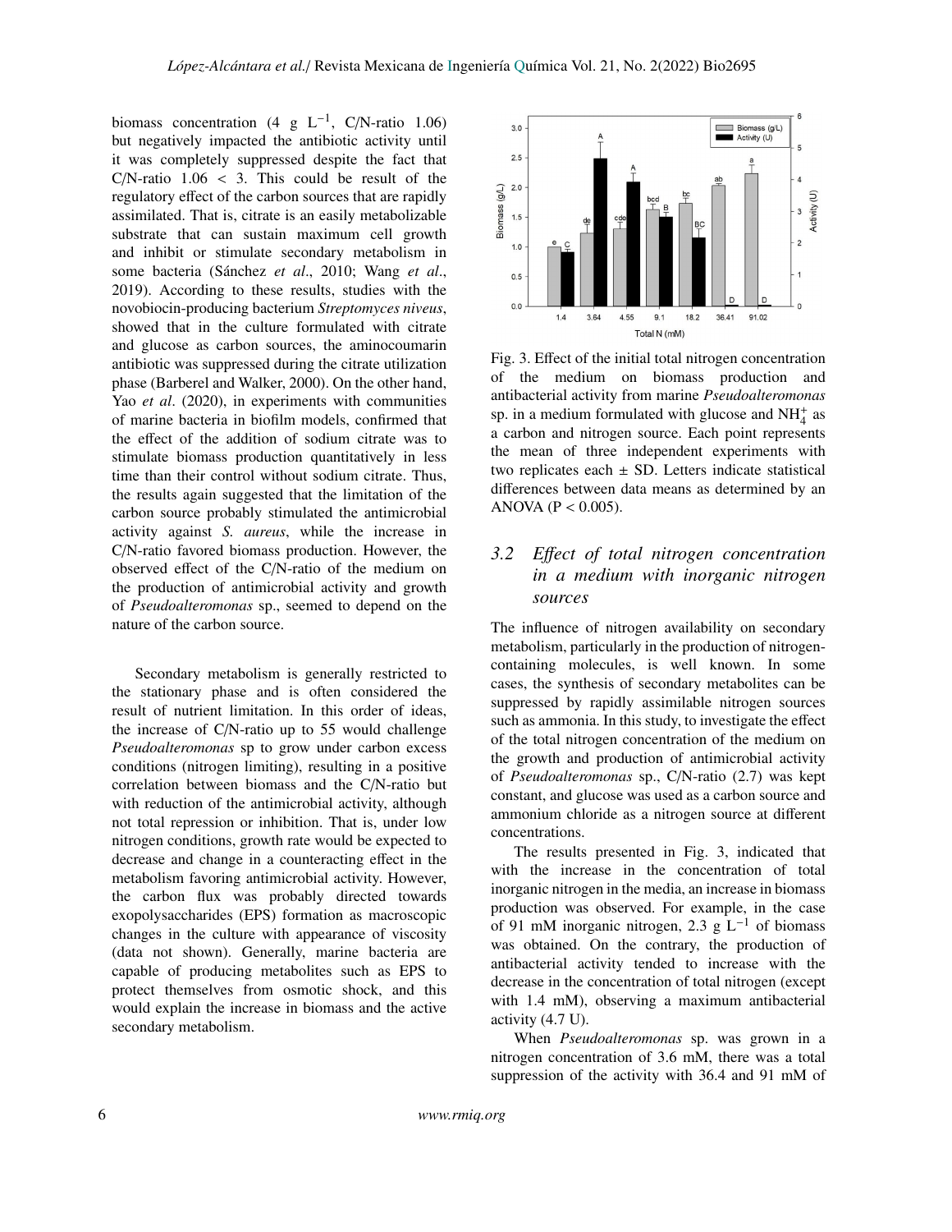biomass concentration (4 g $L^{-1}$, C/N-ratio 1.06) but negatively impacted the antibiotic activity until it was completely suppressed despite the fact that C/N-ratio 1.06 < 3. This could be result of the regulatory effect of the carbon sources that are rapidly assimilated. That is, citrate is an easily metabolizable substrate that can sustain maximum cell growth and inhibit or stimulate secondary metabolism in some bacteria (Sánchez *et al*., 2010; Wang *et al*., 2019). According to these results, studies with the novobiocin-producing bacterium *Streptomyces niveus*, showed that in the culture formulated with citrate and glucose as carbon sources, the aminocoumarin antibiotic was suppressed during the citrate utilization phase (Barberel and Walker, 2000). On the other hand, Yao *et al*. (2020), in experiments with communities of marine bacteria in biofilm models, confirmed that the effect of the addition of sodium citrate was to stimulate biomass production quantitatively in less time than their control without sodium citrate. Thus, the results again suggested that the limitation of the carbon source probably stimulated the antimicrobial activity against *S. aureus*, while the increase in C/N-ratio favored biomass production. However, the observed effect of the C/N-ratio of the medium on the production of antimicrobial activity and growth of *Pseudoalteromonas* sp., seemed to depend on the nature of the carbon source.

Secondary metabolism is generally restricted to the stationary phase and is often considered the result of nutrient limitation. In this order of ideas, the increase of C/N-ratio up to 55 would challenge *Pseudoalteromonas* sp to grow under carbon excess conditions (nitrogen limiting), resulting in a positive correlation between biomass and the C/N-ratio but with reduction of the antimicrobial activity, although not total repression or inhibition. That is, under low nitrogen conditions, growth rate would be expected to decrease and change in a counteracting effect in the metabolism favoring antimicrobial activity. However, the carbon flux was probably directed towards exopolysaccharides (EPS) formation as macroscopic changes in the culture with appearance of viscosity (data not shown). Generally, marine bacteria are capable of producing metabolites such as EPS to protect themselves from osmotic shock, and this would explain the increase in biomass and the active secondary metabolism.

Fig. 3. Effect of the initial total nitrogen concentration of the medium on biomass production and antibacterial activity from marine *Pseudoalteromonas* sp. in a medium formulated with glucose and $NH_4^+$ as a carbon and nitrogen source. Each point represents the mean of three independent experiments with two replicates each ± SD. Letters indicate statistical differences between data means as determined by an ANOVA ($P < 0.005$).

### 3.2 *Effect of total nitrogen concentration in a medium with inorganic nitrogen sources*

The influence of nitrogen availability on secondary metabolism, particularly in the production of nitrogen-containing molecules, is well known. In some cases, the synthesis of secondary metabolites can be suppressed by rapidly assimilable nitrogen sources such as ammonia. In this study, to investigate the effect of the total nitrogen concentration of the medium on the growth and production of antimicrobial activity of *Pseudoalteromonas* sp., C/N-ratio (2.7) was kept constant, and glucose was used as a carbon source and ammonium chloride as a nitrogen source at different concentrations.

The results presented in Fig. 3, indicated that with the increase in the concentration of total inorganic nitrogen in the media, an increase in biomass production was observed. For example, in the case of 91 mM inorganic nitrogen, 2.3 g $L^{-1}$ of biomass was obtained. On the contrary, the production of antibacterial activity tended to increase with the decrease in the concentration of total nitrogen (except with 1.4 mM), observing a maximum antibacterial activity (4.7 U).

When *Pseudoalteromonas* sp. was grown in a nitrogen concentration of 3.6 mM, there was a total suppression of the activity with 36.4 and 91 mM of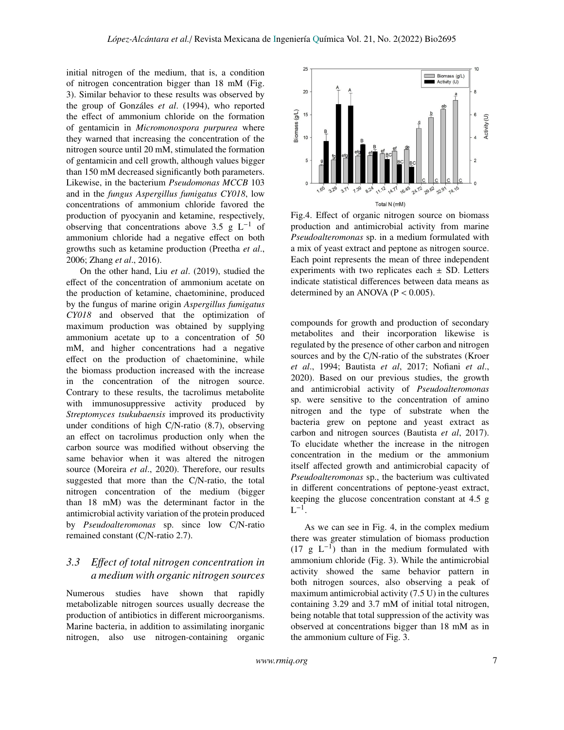initial nitrogen of the medium, that is, a condition of nitrogen concentration bigger than 18 mM (Fig. 3). Similar behavior to these results was observed by the group of Gonzáles *et al*. (1994), who reported the effect of ammonium chloride on the formation of gentamicin in *Micromonospora purpurea* where they warned that increasing the concentration of the nitrogen source until 20 mM, stimulated the formation of gentamicin and cell growth, although values bigger than 150 mM decreased significantly both parameters. Likewise, in the bacterium *Pseudomonas MCCB* 103 and in the *fungus Aspergillus fumigatus CY018*, low concentrations of ammonium chloride favored the production of pyocyanin and ketamine, respectively, observing that concentrations above 3.5 g $L^{-1}$ of ammonium chloride had a negative effect on both growths such as ketamine production (Preetha *et al*., 2006; Zhang *et al*., 2016).

On the other hand, Liu *et al*. (2019), studied the effect of the concentration of ammonium acetate on the production of ketamine, chaetominine, produced by the fungus of marine origin *Aspergillus fumigatus CY018* and observed that the optimization of maximum production was obtained by supplying ammonium acetate up to a concentration of 50 mM, and higher concentrations had a negative effect on the production of chaetominine, while the biomass production increased with the increase in the concentration of the nitrogen source. Contrary to these results, the tacrolimus metabolite with immunosuppressive activity produced by *Streptomyces tsukubaensis* improved its productivity under conditions of high C/N-ratio (8.7), observing an effect on tacrolimus production only when the carbon source was modified without observing the same behavior when it was altered the nitrogen source (Moreira *et al*., 2020). Therefore, our results suggested that more than the C/N-ratio, the total nitrogen concentration of the medium (bigger than 18 mM) was the determinant factor in the antimicrobial activity variation of the protein produced by *Pseudoalteromonas* sp. since low C/N-ratio remained constant (C/N-ratio 2.7).

### 3.3 Effect of total nitrogen concentration in a medium with organic nitrogen sources

Numerous studies have shown that rapidly metabolizable nitrogen sources usually decrease the production of antibiotics in different microorganisms. Marine bacteria, in addition to assimilating inorganic nitrogen, also use nitrogen-containing organic compounds for growth and production of secondary metabolites and their incorporation likewise is regulated by the presence of other carbon and nitrogen sources and by the C/N-ratio of the substrates (Kroer *et al*., 1994; Bautista *et al*, 2017; Nofiani *et al*., 2020). Based on our previous studies, the growth and antimicrobial activity of *Pseudoalteromonas* sp. were sensitive to the concentration of amino nitrogen and the type of substrate when the bacteria grew on peptone and yeast extract as carbon and nitrogen sources (Bautista *et al*, 2017). To elucidate whether the increase in the nitrogen concentration in the medium or the ammonium itself affected growth and antimicrobial capacity of *Pseudoalteromonas* sp., the bacterium was cultivated in different concentrations of peptone-yeast extract, keeping the glucose concentration constant at 4.5 g $L^{-1}$.

Fig.4. Effect of organic nitrogen source on biomass production and antimicrobial activity from marine *Pseudoalteromonas* sp. in a medium formulated with a mix of yeast extract and peptone as nitrogen source. Each point represents the mean of three independent experiments with two replicates each ± SD. Letters indicate statistical differences between data means as determined by an ANOVA ($P < 0.005$).

As we can see in Fig. 4, in the complex medium there was greater stimulation of biomass production (17 g $L^{-1}$) than in the medium formulated with ammonium chloride (Fig. 3). While the antimicrobial activity showed the same behavior pattern in both nitrogen sources, also observing a peak of maximum antimicrobial activity (7.5 U) in the cultures containing 3.29 and 3.7 mM of initial total nitrogen, being notable that total suppression of the activity was observed at concentrations bigger than 18 mM as in the ammonium culture of Fig. 3.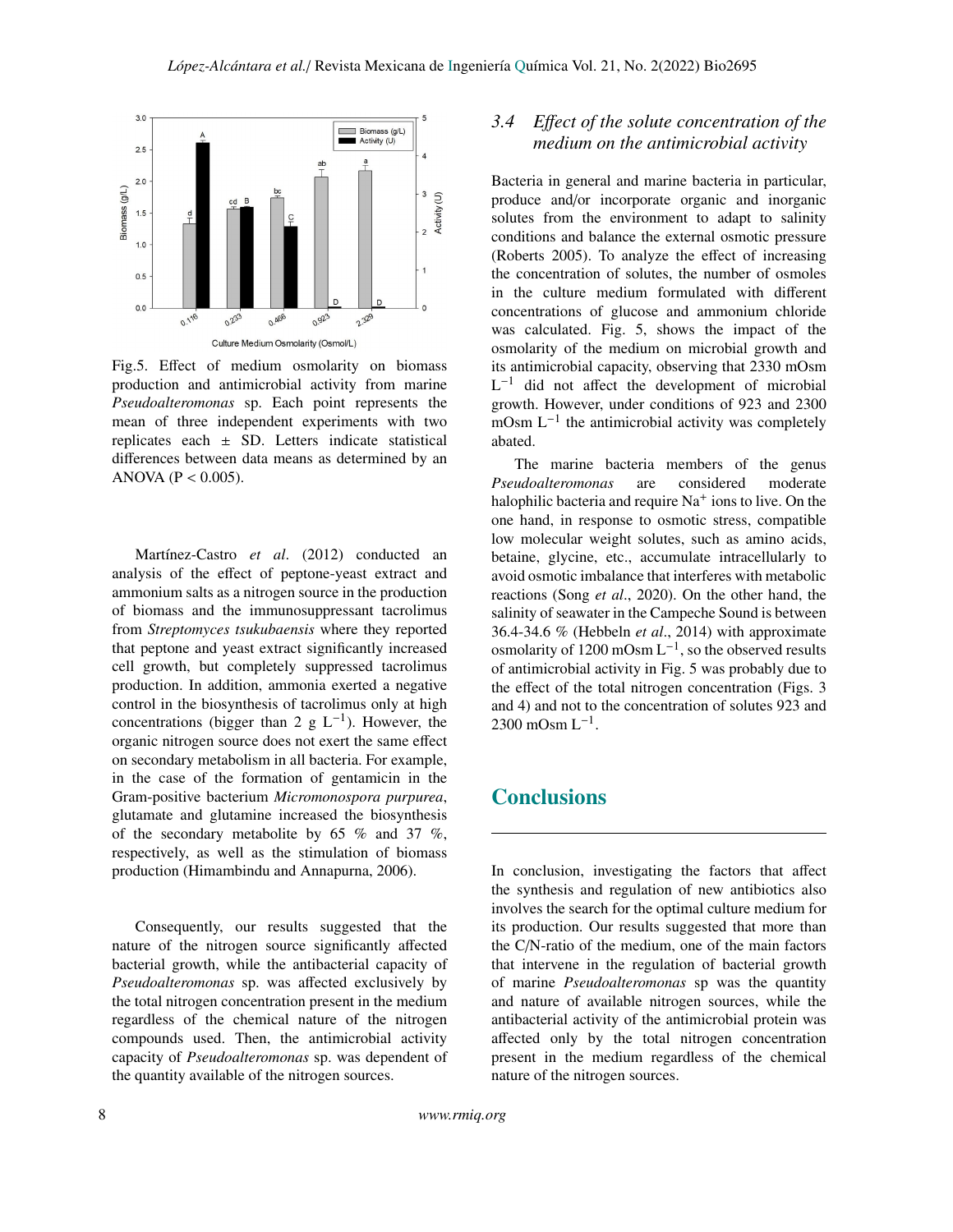Fig.5. Effect of medium osmolarity on biomass production and antimicrobial activity from marine *Pseudoalteromonas* sp. Each point represents the mean of three independent experiments with two replicates each ± SD. Letters indicate statistical differences between data means as determined by an ANOVA ($P < 0.005$).

Martínez-Castro *et al*. (2012) conducted an analysis of the effect of peptone-yeast extract and ammonium salts as a nitrogen source in the production of biomass and the immunosuppressant tacrolimus from *Streptomyces tsukubaensis* where they reported that peptone and yeast extract significantly increased cell growth, but completely suppressed tacrolimus production. In addition, ammonia exerted a negative control in the biosynthesis of tacrolimus only at high concentrations (bigger than 2 g $L^{-1}$). However, the organic nitrogen source does not exert the same effect on secondary metabolism in all bacteria. For example, in the case of the formation of gentamicin in the Gram-positive bacterium *Micromonospora purpurea*, glutamate and glutamine increased the biosynthesis of the secondary metabolite by 65 % and 37 %, respectively, as well as the stimulation of biomass production (Himambindu and Annapurna, 2006).

Consequently, our results suggested that the nature of the nitrogen source significantly affected bacterial growth, while the antibacterial capacity of *Pseudoalteromonas* sp. was affected exclusively by the total nitrogen concentration present in the medium regardless of the chemical nature of the nitrogen compounds used. Then, the antimicrobial activity capacity of *Pseudoalteromonas* sp. was dependent of the quantity available of the nitrogen sources.

### 3.4 Effect of the solute concentration of the medium on the antimicrobial activity

Bacteria in general and marine bacteria in particular, produce and/or incorporate organic and inorganic solutes from the environment to adapt to salinity conditions and balance the external osmotic pressure (Roberts 2005). To analyze the effect of increasing the concentration of solutes, the number of osmoles in the culture medium formulated with different concentrations of glucose and ammonium chloride was calculated. Fig. 5, shows the impact of the osmolarity of the medium on microbial growth and its antimicrobial capacity, observing that 2330 mOsm $L^{-1}$ did not affect the development of microbial growth. However, under conditions of 923 and 2300 mOsm $L^{-1}$ the antimicrobial activity was completely abated.

The marine bacteria members of the genus *Pseudoalteromonas* are considered moderate halophilic bacteria and require $Na^{+}$ ions to live. On the one hand, in response to osmotic stress, compatible low molecular weight solutes, such as amino acids, betaine, glycine, etc., accumulate intracellularly to avoid osmotic imbalance that interferes with metabolic reactions (Song *et al*., 2020). On the other hand, the salinity of seawater in the Campeche Sound is between 36.4-34.6 % (Hebbeln *et al*., 2014) with approximate osmolarity of 1200 mOsm $L^{-1}$, so the observed results of antimicrobial activity in Fig. 5 was probably due to the effect of the total nitrogen concentration (Figs. 3 and 4) and not to the concentration of solutes 923 and 2300 mOsm $L^{-1}$.

## Conclusions

In conclusion, investigating the factors that affect the synthesis and regulation of new antibiotics also involves the search for the optimal culture medium for its production. Our results suggested that more than the C/N-ratio of the medium, one of the main factors that intervene in the regulation of bacterial growth of marine *Pseudoalteromonas* sp was the quantity and nature of available nitrogen sources, while the antibacterial activity of the antimicrobial protein was affected only by the total nitrogen concentration present in the medium regardless of the chemical nature of the nitrogen sources.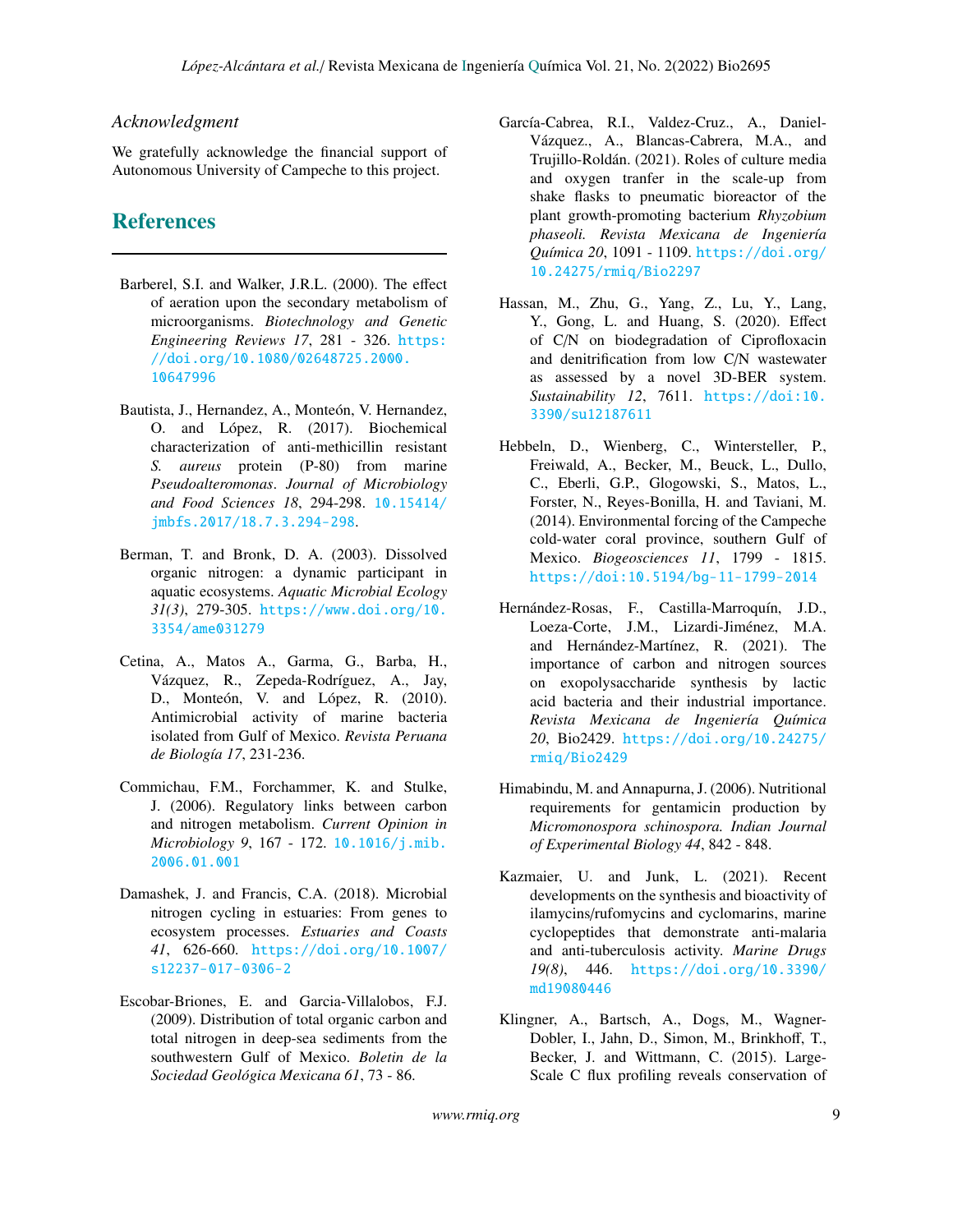### *Acknowledgment*

We gratefully acknowledge the financial support of Autonomous University of Campeche to this project.

## References

Barberel, S.I. and Walker, J.R.L. (2000). The effect of aeration upon the secondary metabolism of microorganisms. *Biotechnology and Genetic Engineering Reviews 17*, 281 - 326. https://doi.org/10.1080/02648725.2000.10647996

Bautista, J., Hernandez, A., Monteón, V. Hernandez, O. and López, R. (2017). Biochemical characterization of anti-methicillin resistant *S. aureus* protein (P-80) from marine *Pseudoalteromonas*. *Journal of Microbiology and Food Sciences 18*, 294-298. 10.15414/jmbfs.2017/18.7.3.294-298.

Berman, T. and Bronk, D. A. (2003). Dissolved organic nitrogen: a dynamic participant in aquatic ecosystems. *Aquatic Microbial Ecology 31(3)*, 279-305. https://www.doi.org/10.3354/ame031279

Cetina, A., Matos A., Garma, G., Barba, H., Vázquez, R., Zepeda-Rodríguez, A., Jay, D., Monteón, V. and López, R. (2010). Antimicrobial activity of marine bacteria isolated from Gulf of Mexico. *Revista Peruana de Biología 17*, 231-236.

Commichau, F.M., Forchammer, K. and Stulke, J. (2006). Regulatory links between carbon and nitrogen metabolism. *Current Opinion in Microbiology 9*, 167 - 172. 10.1016/j.mib.2006.01.001

Damashek, J. and Francis, C.A. (2018). Microbial nitrogen cycling in estuaries: From genes to ecosystem processes. *Estuaries and Coasts 41*, 626-660. https://doi.org/10.1007/s12237-017-0306-2

Escobar-Briones, E. and Garcia-Villalobos, F.J. (2009). Distribution of total organic carbon and total nitrogen in deep-sea sediments from the southwestern Gulf of Mexico. *Boletin de la Sociedad Geológica Mexicana 61*, 73 - 86.

García-Cabrea, R.I., Valdez-Cruz., A., Daniel-Vázquez., A., Blancas-Cabrera, M.A., and Trujillo-Roldán. (2021). Roles of culture media and oxygen tranfer in the scale-up from shake flasks to pneumatic bioreactor of the plant growth-promoting bacterium *Rhyzobium phaseoli. Revista Mexicana de Ingeniería Química 20*, 1091 - 1109. https://doi.org/10.24275/rmiq/Bio2297

Hassan, M., Zhu, G., Yang, Z., Lu, Y., Lang, Y., Gong, L. and Huang, S. (2020). Effect of C/N on biodegradation of Ciprofloxacin and denitrification from low C/N wastewater as assessed by a novel 3D-BER system. *Sustainability 12*, 7611. https://doi:10.3390/su12187611

Hebbeln, D., Wienberg, C., Wintersteller, P., Freiwald, A., Becker, M., Beuck, L., Dullo, C., Eberli, G.P., Glogowski, S., Matos, L., Forster, N., Reyes-Bonilla, H. and Taviani, M. (2014). Environmental forcing of the Campeche cold-water coral province, southern Gulf of Mexico. *Biogeosciences 11*, 1799 - 1815. https://doi:10.5194/bg-11-1799-2014

Hernández-Rosas, F., Castilla-Marroquín, J.D., Loeza-Corte, J.M., Lizardi-Jiménez, M.A. and Hernández-Martínez, R. (2021). The importance of carbon and nitrogen sources on exopolysaccharide synthesis by lactic acid bacteria and their industrial importance. *Revista Mexicana de Ingeniería Química 20*, Bio2429. https://doi.org/10.24275/rmiq/Bio2429

Himabindu, M. and Annapurna, J. (2006). Nutritional requirements for gentamicin production by *Micromonospora schinospora. Indian Journal of Experimental Biology 44*, 842 - 848.

Kazmaier, U. and Junk, L. (2021). Recent developments on the synthesis and bioactivity of ilamycins/rufomycins and cyclomarins, marine cyclopeptides that demonstrate anti-malaria and anti-tuberculosis activity. *Marine Drugs 19(8)*, 446. https://doi.org/10.3390/md19080446

Klingner, A., Bartsch, A., Dogs, M., Wagner-Dobler, I., Jahn, D., Simon, M., Brinkhoff, T., Becker, J. and Wittmann, C. (2015). Large-Scale C flux profiling reveals conservation of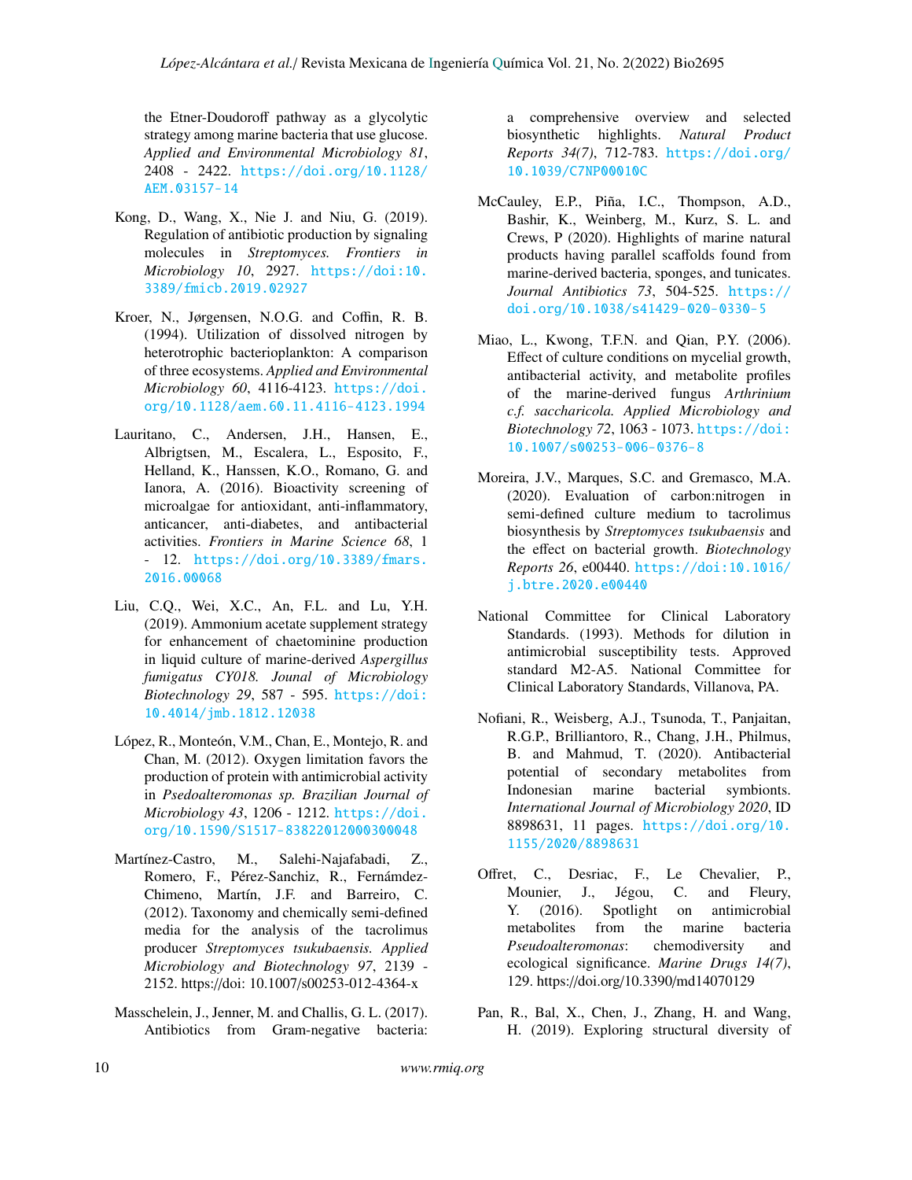the Etner-Doudoroff pathway as a glycolytic strategy among marine bacteria that use glucose. *Applied and Environmental Microbiology 81*, 2408 - 2422. https://doi.org/10.1128/AEM.03157-14

Kong, D., Wang, X., Nie J. and Niu, G. (2019). Regulation of antibiotic production by signaling molecules in *Streptomyces. Frontiers in Microbiology 10*, 2927. https://doi:10.3389/fmicb.2019.02927

Kroer, N., Jørgensen, N.O.G. and Coffin, R. B. (1994). Utilization of dissolved nitrogen by heterotrophic bacterioplankton: A comparison of three ecosystems. *Applied and Environmental Microbiology 60*, 4116-4123. https://doi.org/10.1128/aem.60.11.4116-4123.1994

Lauritano, C., Andersen, J.H., Hansen, E., Albrigtsen, M., Escalera, L., Esposito, F., Helland, K., Hanssen, K.O., Romano, G. and Ianora, A. (2016). Bioactivity screening of microalgae for antioxidant, anti-inflammatory, anticancer, anti-diabetes, and antibacterial activities. *Frontiers in Marine Science 68*, 1 - 12. https://doi.org/10.3389/fmars.2016.00068

Liu, C.Q., Wei, X.C., An, F.L. and Lu, Y.H. (2019). Ammonium acetate supplement strategy for enhancement of chaetominine production in liquid culture of marine-derived *Aspergillus fumigatus CY018. Jounal of Microbiology Biotechnology 29*, 587 - 595. https://doi:10.4014/jmb.1812.12038

López, R., Monteón, V.M., Chan, E., Montejo, R. and Chan, M. (2012). Oxygen limitation favors the production of protein with antimicrobial activity in *Psedoalteromonas sp. Brazilian Journal of Microbiology 43*, 1206 - 1212. https://doi.org/10.1590/S1517-83822012000300048

Martínez-Castro, M., Salehi-Najafabadi, Z., Romero, F., Pérez-Sanchiz, R., Fernámdez-Chimeno, Martín, J.F. and Barreiro, C. (2012). Taxonomy and chemically semi-defined media for the analysis of the tacrolimus producer *Streptomyces tsukubaensis. Applied Microbiology and Biotechnology 97*, 2139 - 2152. https://doi: 10.1007/s00253-012-4364-x

Masschelein, J., Jenner, M. and Challis, G. L. (2017). Antibiotics from Gram-negative bacteria: a comprehensive overview and selected biosynthetic highlights. *Natural Product Reports 34(7)*, 712-783. https://doi.org/10.1039/C7NP00010C

McCauley, E.P., Piña, I.C., Thompson, A.D., Bashir, K., Weinberg, M., Kurz, S. L. and Crews, P (2020). Highlights of marine natural products having parallel scaffolds found from marine-derived bacteria, sponges, and tunicates. *Journal Antibiotics 73*, 504-525. https://doi.org/10.1038/s41429-020-0330-5

Miao, L., Kwong, T.F.N. and Qian, P.Y. (2006). Effect of culture conditions on mycelial growth, antibacterial activity, and metabolite profiles of the marine-derived fungus *Arthrinium c.f. saccharicola. Applied Microbiology and Biotechnology 72*, 1063 - 1073. https://doi:10.1007/s00253-006-0376-8

Moreira, J.V., Marques, S.C. and Gremasco, M.A. (2020). Evaluation of carbon:nitrogen in semi-defined culture medium to tacrolimus biosynthesis by *Streptomyces tsukubaensis* and the effect on bacterial growth. *Biotechnology Reports 26*, e00440. https://doi:10.1016/j.btre.2020.e00440

National Committee for Clinical Laboratory Standards. (1993). Methods for dilution in antimicrobial susceptibility tests. Approved standard M2-A5. National Committee for Clinical Laboratory Standards, Villanova, PA.

Nofiani, R., Weisberg, A.J., Tsunoda, T., Panjaitan, R.G.P., Brilliantoro, R., Chang, J.H., Philmus, B. and Mahmud, T. (2020). Antibacterial potential of secondary metabolites from Indonesian marine bacterial symbionts. *International Journal of Microbiology 2020*, ID 8898631, 11 pages. https://doi.org/10.1155/2020/8898631

Offret, C., Desriac, F., Le Chevalier, P., Mounier, J., Jégou, C. and Fleury, Y. (2016). Spotlight on antimicrobial metabolites from the marine bacteria *Pseudoalteromonas*: chemodiversity and ecological significance. *Marine Drugs 14(7)*, 129. https://doi.org/10.3390/md14070129

Pan, R., Bal, X., Chen, J., Zhang, H. and Wang, H. (2019). Exploring structural diversity of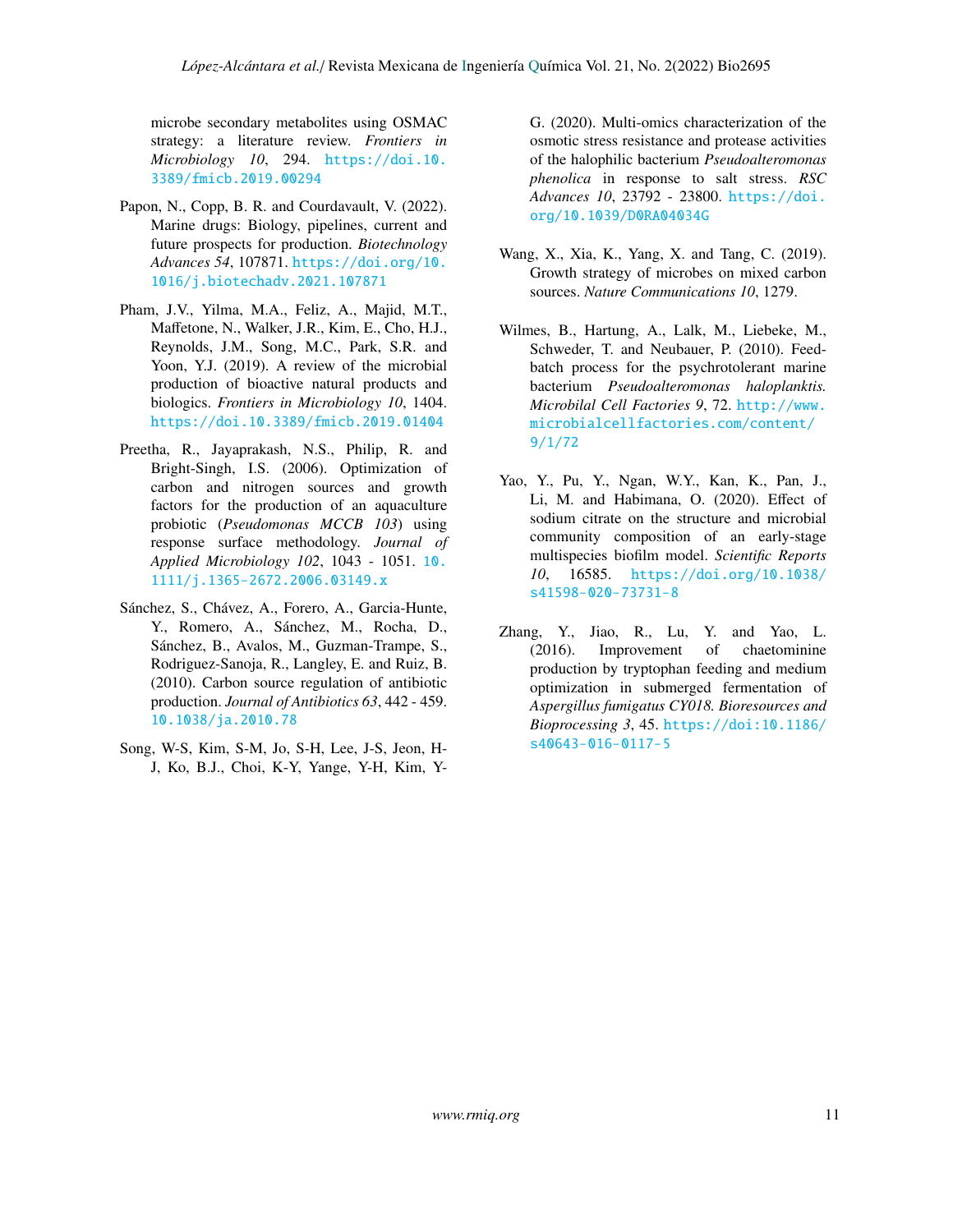microbe secondary metabolites using OSMAC strategy: a literature review. *Frontiers in Microbiology 10*, 294. https://doi.10.3389/fmicb.2019.00294

Papon, N., Copp, B. R. and Courdavault, V. (2022). Marine drugs: Biology, pipelines, current and future prospects for production. *Biotechnology Advances 54*, 107871. https://doi.org/10.1016/j.biotechadv.2021.107871

Pham, J.V., Yilma, M.A., Feliz, A., Majid, M.T., Maffetone, N., Walker, J.R., Kim, E., Cho, H.J., Reynolds, J.M., Song, M.C., Park, S.R. and Yoon, Y.J. (2019). A review of the microbial production of bioactive natural products and biologics. *Frontiers in Microbiology 10*, 1404. https://doi.10.3389/fmicb.2019.01404

Preetha, R., Jayaprakash, N.S., Philip, R. and Bright-Singh, I.S. (2006). Optimization of carbon and nitrogen sources and growth factors for the production of an aquaculture probiotic (*Pseudomonas MCCB 103*) using response surface methodology. *Journal of Applied Microbiology 102*, 1043 - 1051. 10.1111/j.1365-2672.2006.03149.x

Sánchez, S., Chávez, A., Forero, A., Garcia-Hunte, Y., Romero, A., Sánchez, M., Rocha, D., Sánchez, B., Avalos, M., Guzman-Trampe, S., Rodriguez-Sanoja, R., Langley, E. and Ruiz, B. (2010). Carbon source regulation of antibiotic production. *Journal of Antibiotics 63*, 442 - 459. 10.1038/ja.2010.78

Song, W-S, Kim, S-M, Jo, S-H, Lee, J-S, Jeon, H-J, Ko, B.J., Choi, K-Y, Yange, Y-H, Kim, Y-G. (2020). Multi-omics characterization of the osmotic stress resistance and protease activities of the halophilic bacterium *Pseudoalteromonas phenolica* in response to salt stress. *RSC Advances 10*, 23792 - 23800. https://doi.org/10.1039/D0RA04034G

Wang, X., Xia, K., Yang, X. and Tang, C. (2019). Growth strategy of microbes on mixed carbon sources. *Nature Communications 10*, 1279.

Wilmes, B., Hartung, A., Lalk, M., Liebeke, M., Schweder, T. and Neubauer, P. (2010). Fed-batch process for the psychrotolerant marine bacterium *Pseudoalteromonas haloplanktis. Microbilal Cell Factories 9*, 72. http://www.microbialcellfactories.com/content/9/1/72

Yao, Y., Pu, Y., Ngan, W.Y., Kan, K., Pan, J., Li, M. and Habimana, O. (2020). Effect of sodium citrate on the structure and microbial community composition of an early-stage multispecies biofilm model. *Scientific Reports 10*, 16585. https://doi.org/10.1038/s41598-020-73731-8

Zhang, Y., Jiao, R., Lu, Y. and Yao, L. (2016). Improvement of chaetominine production by tryptophan feeding and medium optimization in submerged fermentation of *Aspergillus fumigatus CY018. Bioresources and Bioprocessing 3*, 45. https://doi:10.1186/s40643-016-0117-5